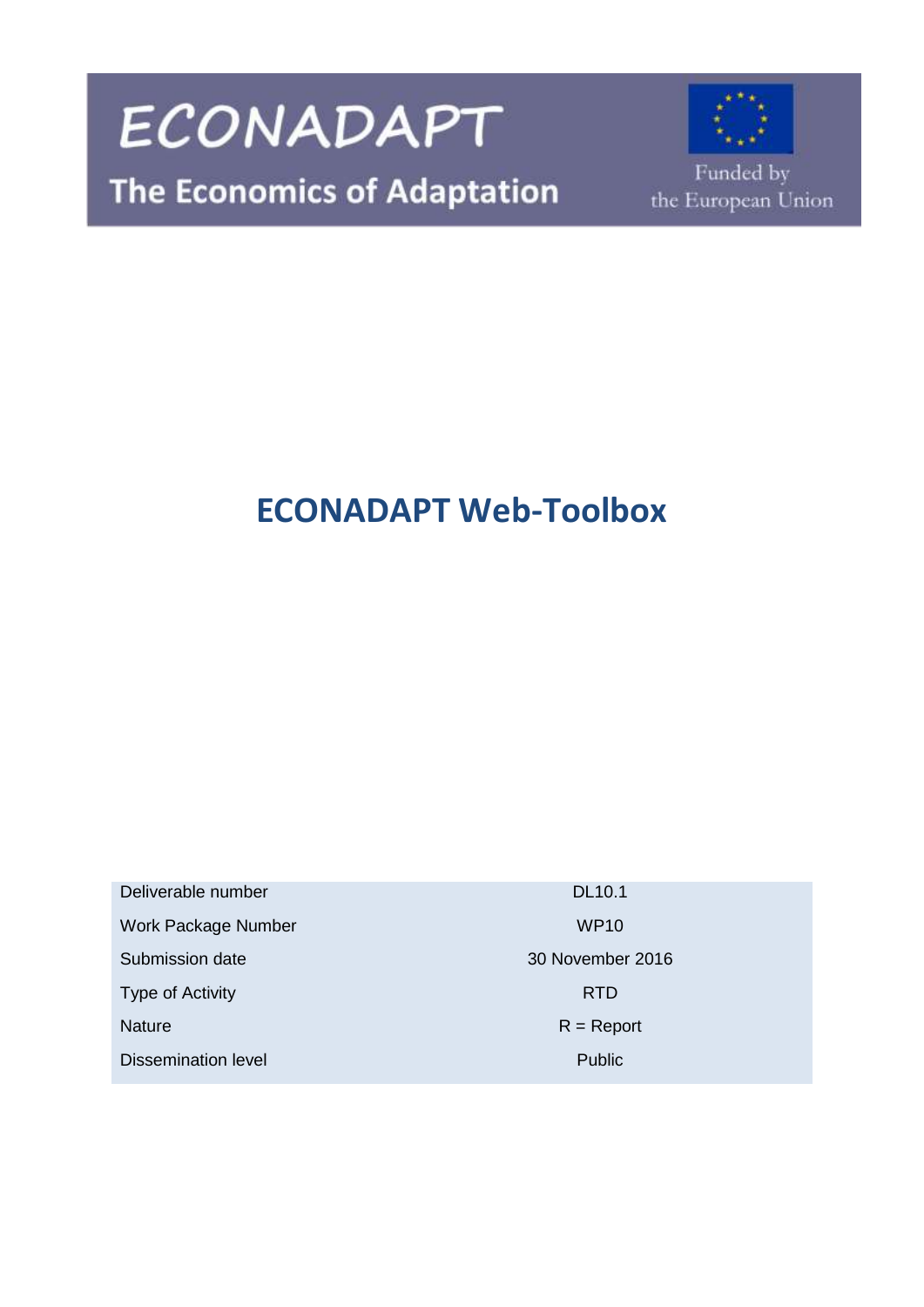# ECONADAPT

## The Economics of Adaptation

Funded by the European Union

# ECONADAPT Web-Toolbox

| | |
|---|---|
| Deliverable number | DL10.1 |
| Work Package Number | WP10 |
| Submission date | 30 November 2016 |
| Type of Activity | RTD |
| Nature | R = Report |
| Dissemination level | Public |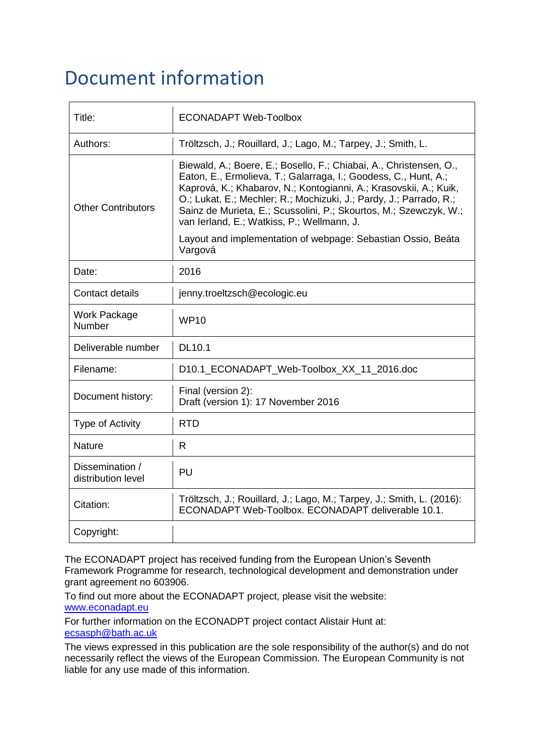# Document information

| Title: | ECONADAPT Web-Toolbox |
|---|---|
| Authors: | Tröltzsch, J.; Rouillard, J.; Lago, M.; Tarpey, J.; Smith, L. |
| Other Contributors | Biewald, A.; Boere, E.; Bosello, F.; Chiabai, A., Christensen, O., Eaton, E., Ermolieva, T.; Galarraga, I.; Goodess, C., Hunt, A.; Kaprová, K.; Khabarov, N.; Kontogianni, A.; Krasovskii, A.; Kuik, O.; Lukat, E.; Mechler; R.; Mochizuki, J.; Pardy, J.; Parrado, R.; Sainz de Murieta, E.; Scussolini, P.; Skourtos, M.; Szewczyk, W.; van Ierland, E.; Watkiss, P.; Wellmann, J.<br><br>Layout and implementation of webpage: Sebastian Ossio, Beáta Vargová |
| Date: | 2016 |
| Contact details | jenny.troeltzsch@ecologic.eu |
| Work Package Number | WP10 |
| Deliverable number | DL10.1 |
| Filename: | D10.1_ECONADAPT_Web-Toolbox_XX_11_2016.doc |
| Document history: | Final (version 2):<br>Draft (version 1): 17 November 2016 |
| Type of Activity | RTD |
| Nature | R |
| Dissemination / distribution level | PU |
| Citation: | Tröltzsch, J.; Rouillard, J.; Lago, M.; Tarpey, J.; Smith, L. (2016): ECONADAPT Web-Toolbox. ECONADAPT deliverable 10.1. |
| Copyright: | |

The ECONADAPT project has received funding from the European Union's Seventh Framework Programme for research, technological development and demonstration under grant agreement no 603906.

To find out more about the ECONADAPT project, please visit the website: [www.econadapt.eu](http://www.econadapt.eu)

For further information on the ECONADPT project contact Alistair Hunt at: [ecsasph@bath.ac.uk](mailto:ecsasph@bath.ac.uk)

The views expressed in this publication are the sole responsibility of the author(s) and do not necessarily reflect the views of the European Commission. The European Community is not liable for any use made of this information.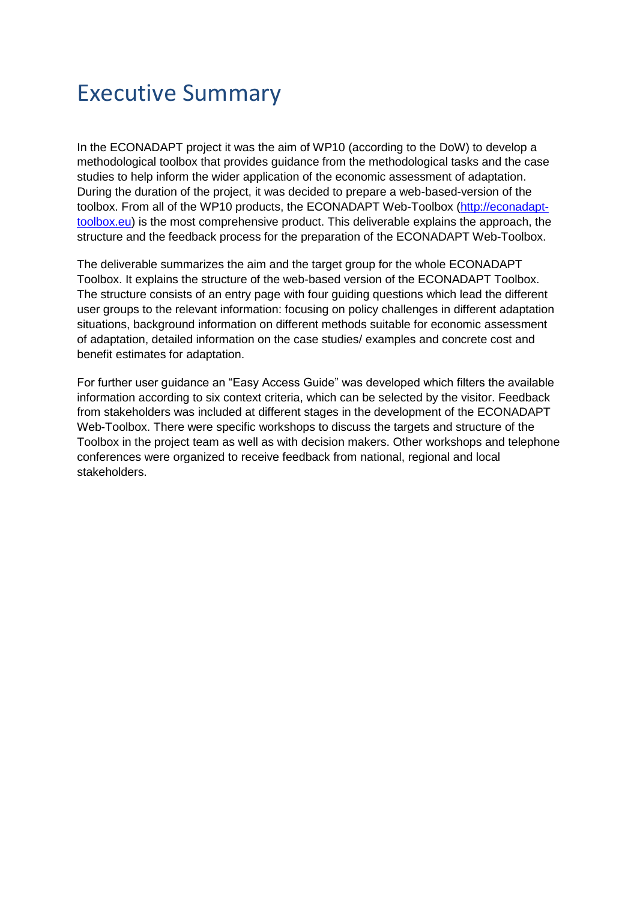# Executive Summary

In the ECONADAPT project it was the aim of WP10 (according to the DoW) to develop a methodological toolbox that provides guidance from the methodological tasks and the case studies to help inform the wider application of the economic assessment of adaptation. During the duration of the project, it was decided to prepare a web-based-version of the toolbox. From all of the WP10 products, the ECONADAPT Web-Toolbox ([http://econadapt-toolbox.eu](http://econadapt-toolbox.eu)) is the most comprehensive product. This deliverable explains the approach, the structure and the feedback process for the preparation of the ECONADAPT Web-Toolbox.

The deliverable summarizes the aim and the target group for the whole ECONADAPT Toolbox. It explains the structure of the web-based version of the ECONADAPT Toolbox. The structure consists of an entry page with four guiding questions which lead the different user groups to the relevant information: focusing on policy challenges in different adaptation situations, background information on different methods suitable for economic assessment of adaptation, detailed information on the case studies/ examples and concrete cost and benefit estimates for adaptation.

For further user guidance an "Easy Access Guide" was developed which filters the available information according to six context criteria, which can be selected by the visitor. Feedback from stakeholders was included at different stages in the development of the ECONADAPT Web-Toolbox. There were specific workshops to discuss the targets and structure of the Toolbox in the project team as well as with decision makers. Other workshops and telephone conferences were organized to receive feedback from national, regional and local stakeholders.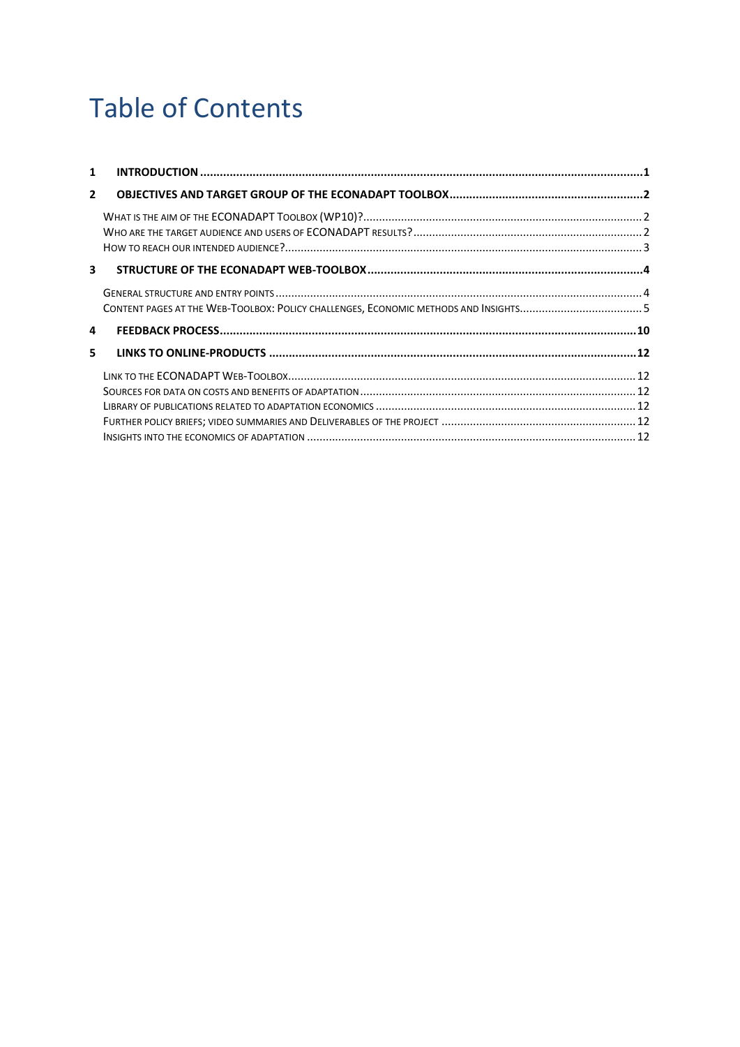# Table of Contents

1 **INTRODUCTION** .......... **1**

2 **OBJECTIVES AND TARGET GROUP OF THE ECONADAPT TOOLBOX** .......... **2**

- WHAT IS THE AIM OF THE ECONADAPT TOOLBOX (WP10)? .......... 2
- WHO ARE THE TARGET AUDIENCE AND USERS OF ECONADAPT RESULTS? .......... 2
- HOW TO REACH OUR INTENDED AUDIENCE? .......... 3

3 **STRUCTURE OF THE ECONADAPT WEB-TOOLBOX** .......... **4**

- GENERAL STRUCTURE AND ENTRY POINTS .......... 4
- CONTENT PAGES AT THE WEB-TOOLBOX: POLICY CHALLENGES, ECONOMIC METHODS AND INSIGHTS .......... 5

4 **FEEDBACK PROCESS** .......... **10**

5 **LINKS TO ONLINE-PRODUCTS** .......... **12**

- LINK TO THE ECONADAPT WEB-TOOLBOX .......... 12
- SOURCES FOR DATA ON COSTS AND BENEFITS OF ADAPTATION .......... 12
- LIBRARY OF PUBLICATIONS RELATED TO ADAPTATION ECONOMICS .......... 12
- FURTHER POLICY BRIEFS; VIDEO SUMMARIES AND DELIVERABLES OF THE PROJECT .......... 12
- INSIGHTS INTO THE ECONOMICS OF ADAPTATION .......... 12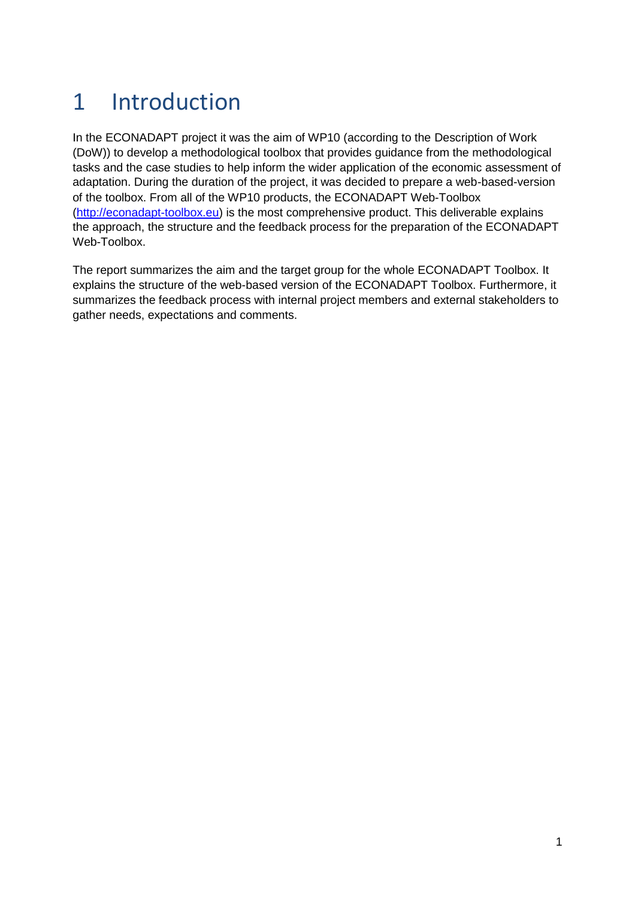# 1 Introduction

In the ECONADAPT project it was the aim of WP10 (according to the Description of Work (DoW)) to develop a methodological toolbox that provides guidance from the methodological tasks and the case studies to help inform the wider application of the economic assessment of adaptation. During the duration of the project, it was decided to prepare a web-based-version of the toolbox. From all of the WP10 products, the ECONADAPT Web-Toolbox (http://econadapt-toolbox.eu) is the most comprehensive product. This deliverable explains the approach, the structure and the feedback process for the preparation of the ECONADAPT Web-Toolbox.

The report summarizes the aim and the target group for the whole ECONADAPT Toolbox. It explains the structure of the web-based version of the ECONADAPT Toolbox. Furthermore, it summarizes the feedback process with internal project members and external stakeholders to gather needs, expectations and comments.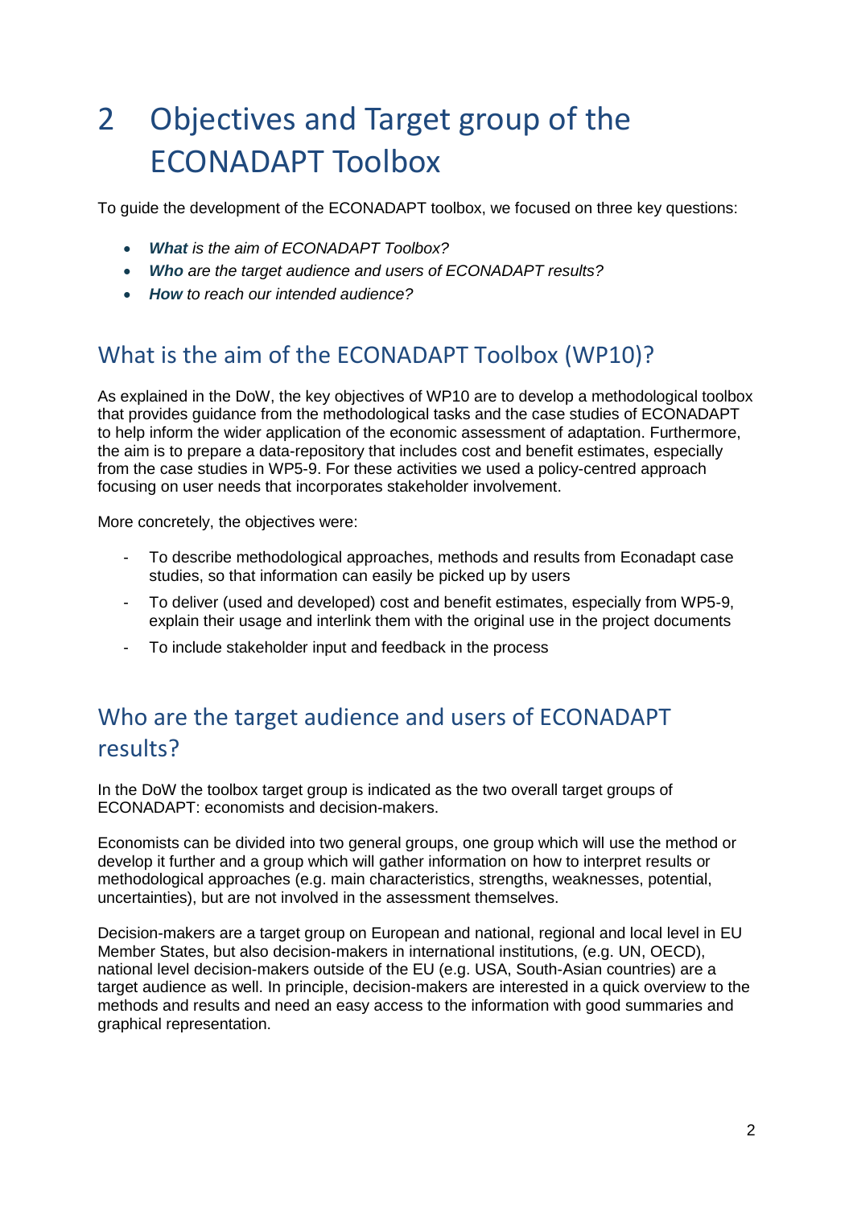# 2 Objectives and Target group of the ECONADAPT Toolbox

To guide the development of the ECONADAPT toolbox, we focused on three key questions:

- ***What** is the aim of ECONADAPT Toolbox?*
- ***Who** are the target audience and users of ECONADAPT results?*
- ***How** to reach our intended audience?*

## What is the aim of the ECONADAPT Toolbox (WP10)?

As explained in the DoW, the key objectives of WP10 are to develop a methodological toolbox that provides guidance from the methodological tasks and the case studies of ECONADAPT to help inform the wider application of the economic assessment of adaptation. Furthermore, the aim is to prepare a data-repository that includes cost and benefit estimates, especially from the case studies in WP5-9. For these activities we used a policy-centred approach focusing on user needs that incorporates stakeholder involvement.

More concretely, the objectives were:

- To describe methodological approaches, methods and results from Econadapt case studies, so that information can easily be picked up by users
- To deliver (used and developed) cost and benefit estimates, especially from WP5-9, explain their usage and interlink them with the original use in the project documents
- To include stakeholder input and feedback in the process

## Who are the target audience and users of ECONADAPT results?

In the DoW the toolbox target group is indicated as the two overall target groups of ECONADAPT: economists and decision-makers.

Economists can be divided into two general groups, one group which will use the method or develop it further and a group which will gather information on how to interpret results or methodological approaches (e.g. main characteristics, strengths, weaknesses, potential, uncertainties), but are not involved in the assessment themselves.

Decision-makers are a target group on European and national, regional and local level in EU Member States, but also decision-makers in international institutions, (e.g. UN, OECD), national level decision-makers outside of the EU (e.g. USA, South-Asian countries) are a target audience as well. In principle, decision-makers are interested in a quick overview to the methods and results and need an easy access to the information with good summaries and graphical representation.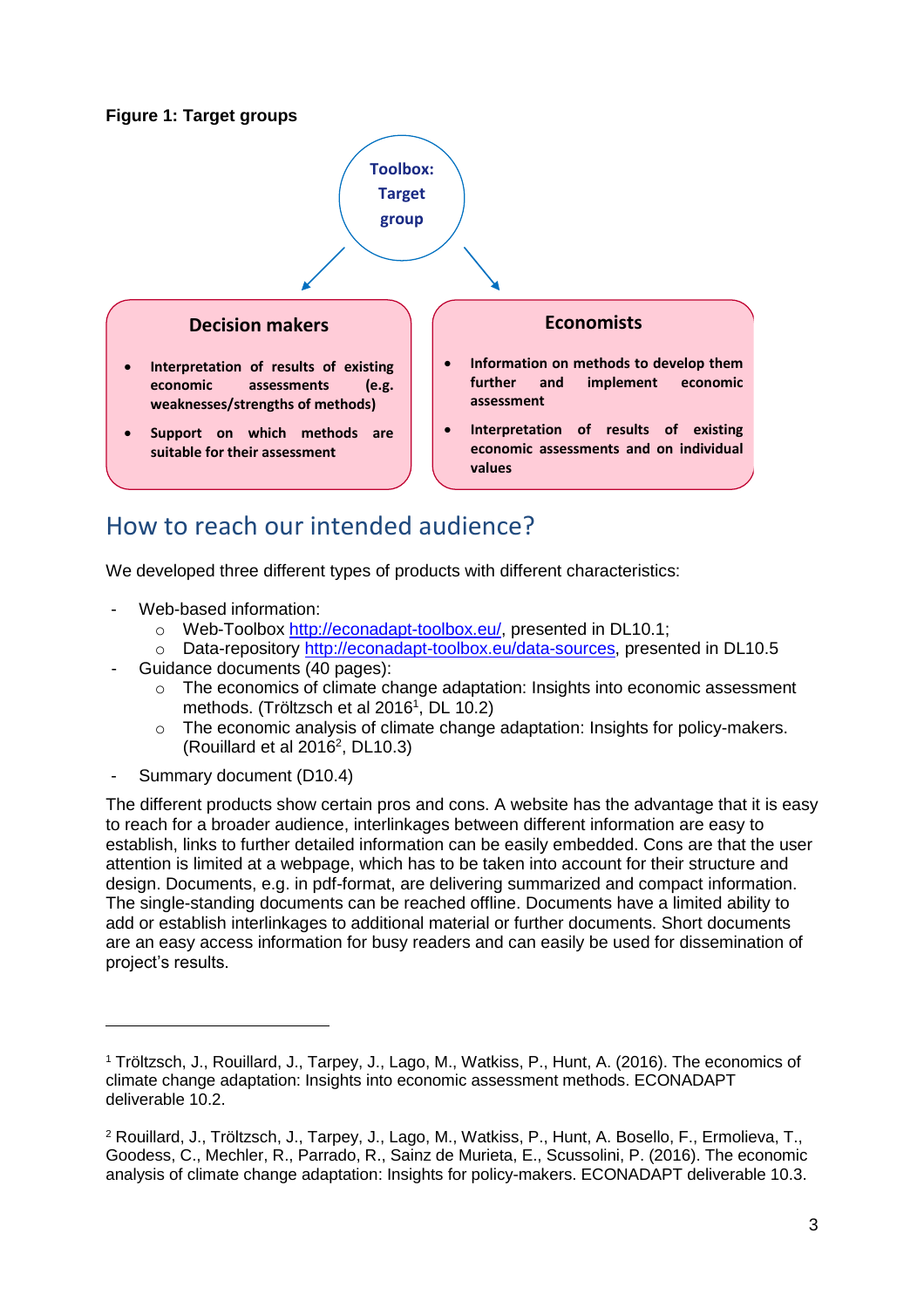**Figure 1: Target groups**

Toolbox: Target group

**Decision makers**

- Interpretation of results of existing economic assessments (e.g. weaknesses/strengths of methods)
- Support on which methods are suitable for their assessment

**Economists**

- Information on methods to develop them further and implement economic assessment
- Interpretation of results of existing economic assessments and on individual values

## How to reach our intended audience?

We developed three different types of products with different characteristics:

- Web-based information:
  - Web-Toolbox http://econadapt-toolbox.eu/, presented in DL10.1;
  - Data-repository http://econadapt-toolbox.eu/data-sources, presented in DL10.5
- Guidance documents (40 pages):
  - The economics of climate change adaptation: Insights into economic assessment methods. (Tröltzsch et al 2016[1], DL 10.2)
  - The economic analysis of climate change adaptation: Insights for policy-makers. (Rouillard et al 2016[2], DL10.3)
- Summary document (D10.4)

The different products show certain pros and cons. A website has the advantage that it is easy to reach for a broader audience, interlinkages between different information are easy to establish, links to further detailed information can be easily embedded. Cons are that the user attention is limited at a webpage, which has to be taken into account for their structure and design. Documents, e.g. in pdf-format, are delivering summarized and compact information. The single-standing documents can be reached offline. Documents have a limited ability to add or establish interlinkages to additional material or further documents. Short documents are an easy access information for busy readers and can easily be used for dissemination of project's results.

---

[1] Tröltzsch, J., Rouillard, J., Tarpey, J., Lago, M., Watkiss, P., Hunt, A. (2016). The economics of climate change adaptation: Insights into economic assessment methods. ECONADAPT deliverable 10.2.

[2] Rouillard, J., Tröltzsch, J., Tarpey, J., Lago, M., Watkiss, P., Hunt, A. Bosello, F., Ermolieva, T., Goodess, C., Mechler, R., Parrado, R., Sainz de Murieta, E., Scussolini, P. (2016). The economic analysis of climate change adaptation: Insights for policy-makers. ECONADAPT deliverable 10.3.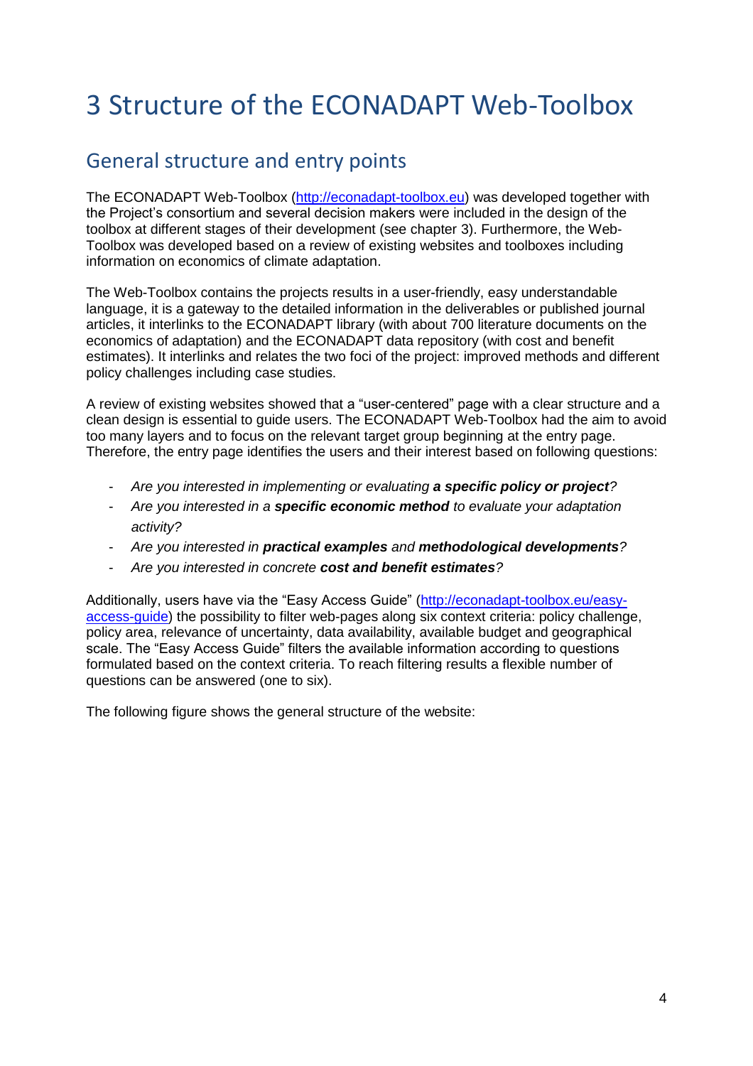# 3 Structure of the ECONADAPT Web-Toolbox

## General structure and entry points

The ECONADAPT Web-Toolbox ([http://econadapt-toolbox.eu](http://econadapt-toolbox.eu)) was developed together with the Project's consortium and several decision makers were included in the design of the toolbox at different stages of their development (see chapter 3). Furthermore, the Web-Toolbox was developed based on a review of existing websites and toolboxes including information on economics of climate adaptation.

The Web-Toolbox contains the projects results in a user-friendly, easy understandable language, it is a gateway to the detailed information in the deliverables or published journal articles, it interlinks to the ECONADAPT library (with about 700 literature documents on the economics of adaptation) and the ECONADAPT data repository (with cost and benefit estimates). It interlinks and relates the two foci of the project: improved methods and different policy challenges including case studies.

A review of existing websites showed that a "user-centered" page with a clear structure and a clean design is essential to guide users. The ECONADAPT Web-Toolbox had the aim to avoid too many layers and to focus on the relevant target group beginning at the entry page. Therefore, the entry page identifies the users and their interest based on following questions:

- *Are you interested in implementing or evaluating* ***a specific policy or project****?*
- *Are you interested in a* ***specific economic method*** *to evaluate your adaptation activity?*
- *Are you interested in* ***practical examples*** *and* ***methodological developments****?*
- *Are you interested in concrete* ***cost and benefit estimates****?*

Additionally, users have via the "Easy Access Guide" ([http://econadapt-toolbox.eu/easy-access-guide](http://econadapt-toolbox.eu/easy-access-guide)) the possibility to filter web-pages along six context criteria: policy challenge, policy area, relevance of uncertainty, data availability, available budget and geographical scale. The "Easy Access Guide" filters the available information according to questions formulated based on the context criteria. To reach filtering results a flexible number of questions can be answered (one to six).

The following figure shows the general structure of the website: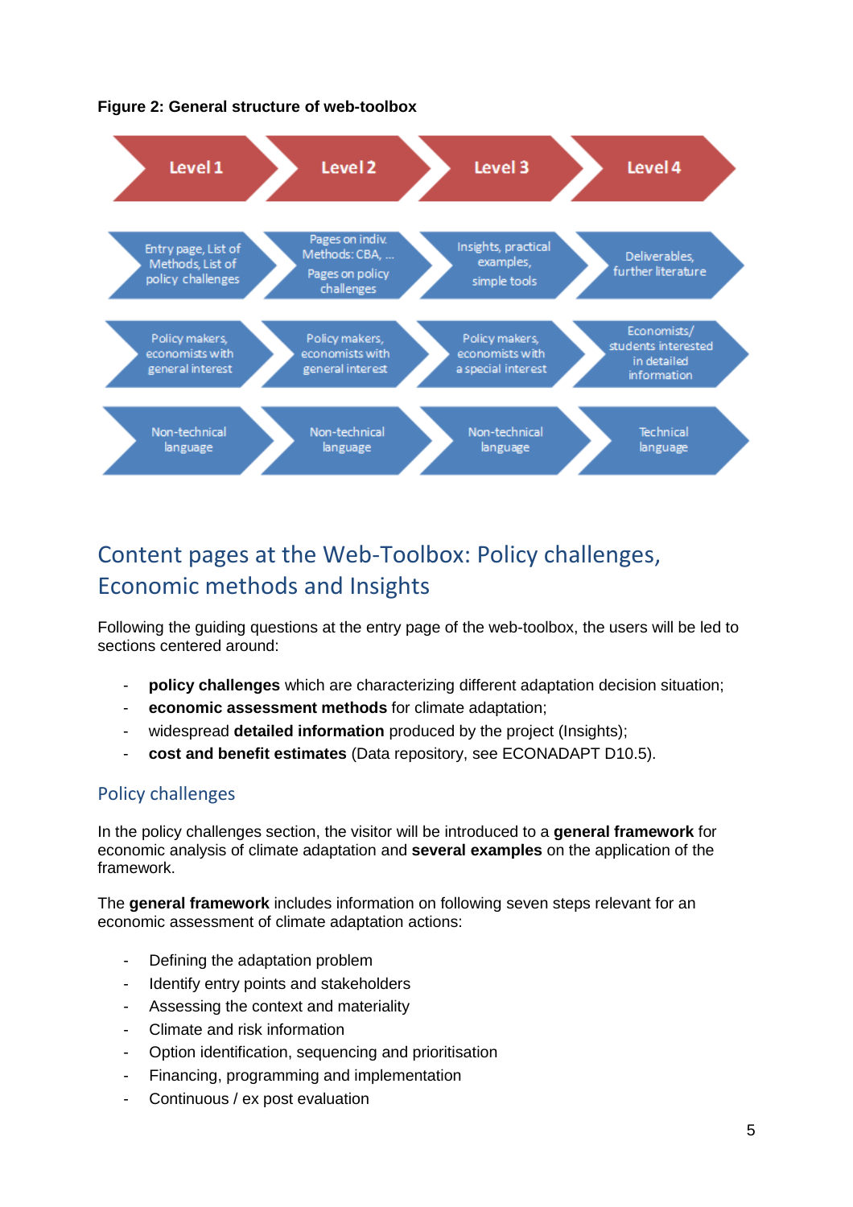**Figure 2: General structure of web-toolbox**

| Level 1 | Level 2 | Level 3 | Level 4 |
|---|---|---|---|
| Entry page, List of Methods, List of policy challenges | Pages on indiv. Methods: CBA, … Pages on policy challenges | Insights, practical examples, simple tools | Deliverables, further literature |
| Policy makers, economists with general interest | Policy makers, economists with general interest | Policy makers, economists with a special interest | Economists/ students interested in detailed information |
| Non-technical language | Non-technical language | Non-technical language | Technical language |

## Content pages at the Web-Toolbox: Policy challenges, Economic methods and Insights

Following the guiding questions at the entry page of the web-toolbox, the users will be led to sections centered around:

- **policy challenges** which are characterizing different adaptation decision situation;
- **economic assessment methods** for climate adaptation;
- widespread **detailed information** produced by the project (Insights);
- **cost and benefit estimates** (Data repository, see ECONADAPT D10.5).

### Policy challenges

In the policy challenges section, the visitor will be introduced to a **general framework** for economic analysis of climate adaptation and **several examples** on the application of the framework.

The **general framework** includes information on following seven steps relevant for an economic assessment of climate adaptation actions:

- Defining the adaptation problem
- Identify entry points and stakeholders
- Assessing the context and materiality
- Climate and risk information
- Option identification, sequencing and prioritisation
- Financing, programming and implementation
- Continuous / ex post evaluation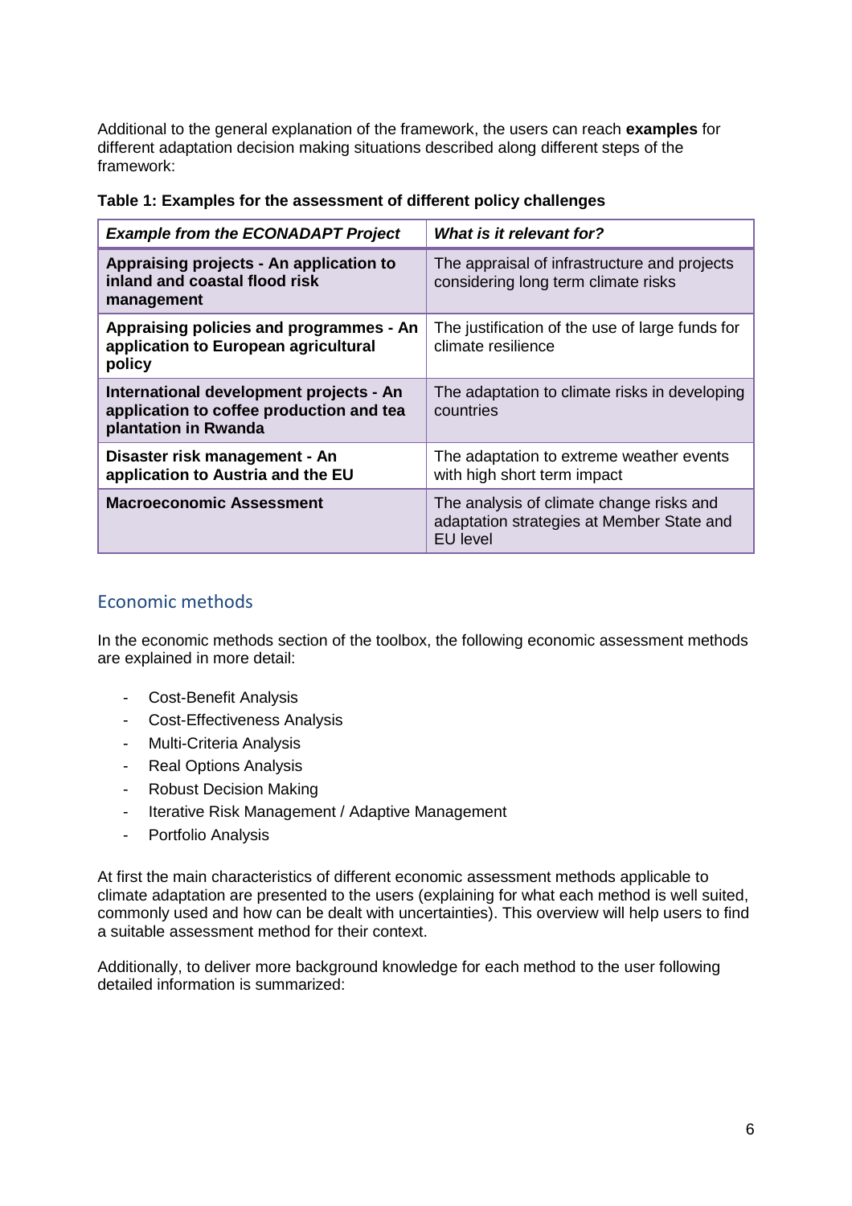Additional to the general explanation of the framework, the users can reach **examples** for different adaptation decision making situations described along different steps of the framework:

**Table 1: Examples for the assessment of different policy challenges**

| ***Example from the ECONADAPT Project*** | ***What is it relevant for?*** |
|---|---|
| **Appraising projects - An application to inland and coastal flood risk management** | The appraisal of infrastructure and projects considering long term climate risks |
| **Appraising policies and programmes - An application to European agricultural policy** | The justification of the use of large funds for climate resilience |
| **International development projects - An application to coffee production and tea plantation in Rwanda** | The adaptation to climate risks in developing countries |
| **Disaster risk management - An application to Austria and the EU** | The adaptation to extreme weather events with high short term impact |
| **Macroeconomic Assessment** | The analysis of climate change risks and adaptation strategies at Member State and EU level |

## Economic methods

In the economic methods section of the toolbox, the following economic assessment methods are explained in more detail:

- Cost-Benefit Analysis
- Cost-Effectiveness Analysis
- Multi-Criteria Analysis
- Real Options Analysis
- Robust Decision Making
- Iterative Risk Management / Adaptive Management
- Portfolio Analysis

At first the main characteristics of different economic assessment methods applicable to climate adaptation are presented to the users (explaining for what each method is well suited, commonly used and how can be dealt with uncertainties). This overview will help users to find a suitable assessment method for their context.

Additionally, to deliver more background knowledge for each method to the user following detailed information is summarized: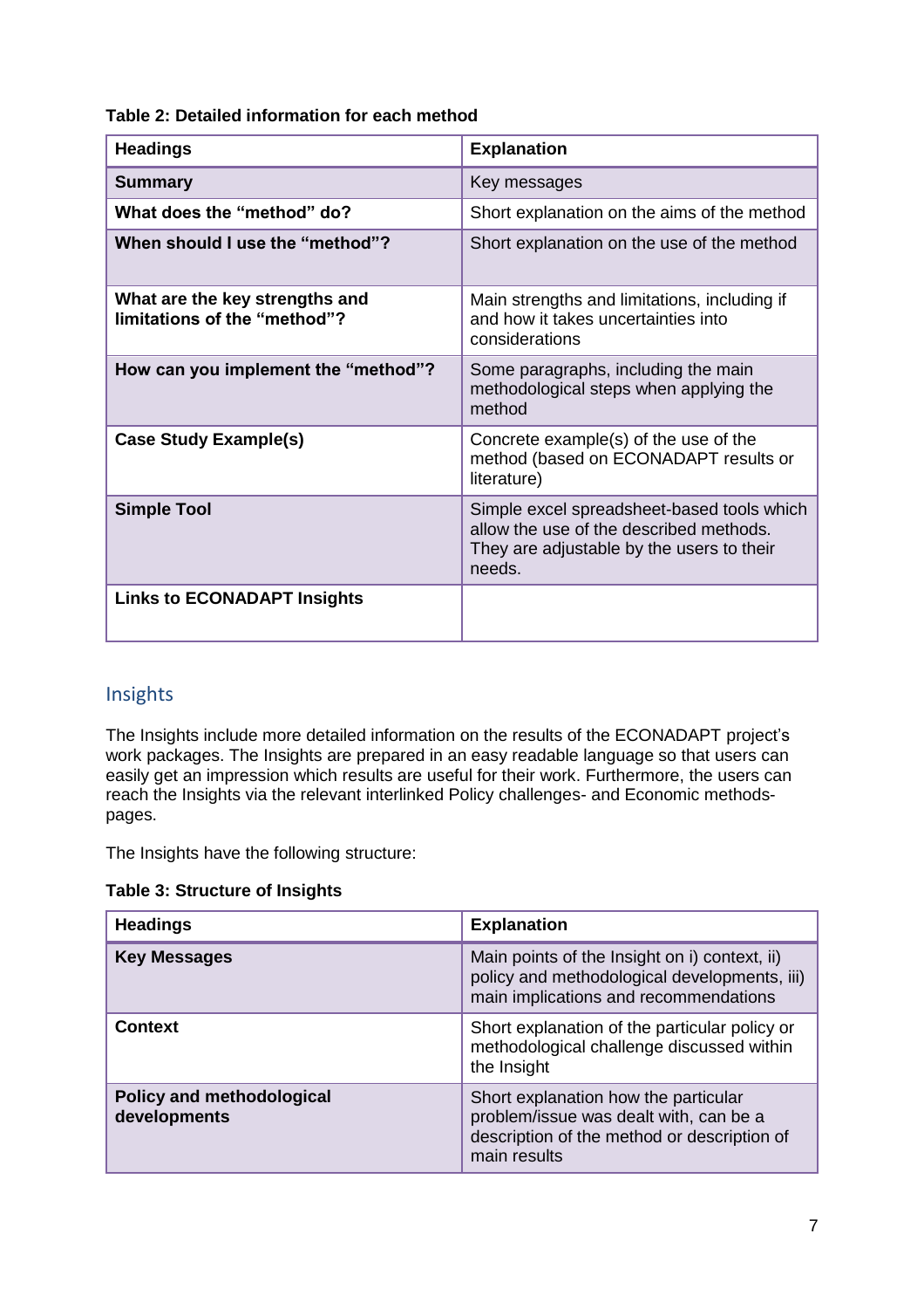**Table 2: Detailed information for each method**

| Headings | Explanation |
|---|---|
| **Summary** | Key messages |
| **What does the "method" do?** | Short explanation on the aims of the method |
| **When should I use the "method"?** | Short explanation on the use of the method |
| **What are the key strengths and limitations of the "method"?** | Main strengths and limitations, including if and how it takes uncertainties into considerations |
| **How can you implement the "method"?** | Some paragraphs, including the main methodological steps when applying the method |
| **Case Study Example(s)** | Concrete example(s) of the use of the method (based on ECONADAPT results or literature) |
| **Simple Tool** | Simple excel spreadsheet-based tools which allow the use of the described methods. They are adjustable by the users to their needs. |
| **Links to ECONADAPT Insights** | |

## Insights

The Insights include more detailed information on the results of the ECONADAPT project's work packages. The Insights are prepared in an easy readable language so that users can easily get an impression which results are useful for their work. Furthermore, the users can reach the Insights via the relevant interlinked Policy challenges- and Economic methods-pages.

The Insights have the following structure:

**Table 3: Structure of Insights**

| Headings | Explanation |
|---|---|
| **Key Messages** | Main points of the Insight on i) context, ii) policy and methodological developments, iii) main implications and recommendations |
| **Context** | Short explanation of the particular policy or methodological challenge discussed within the Insight |
| **Policy and methodological developments** | Short explanation how the particular problem/issue was dealt with, can be a description of the method or description of main results |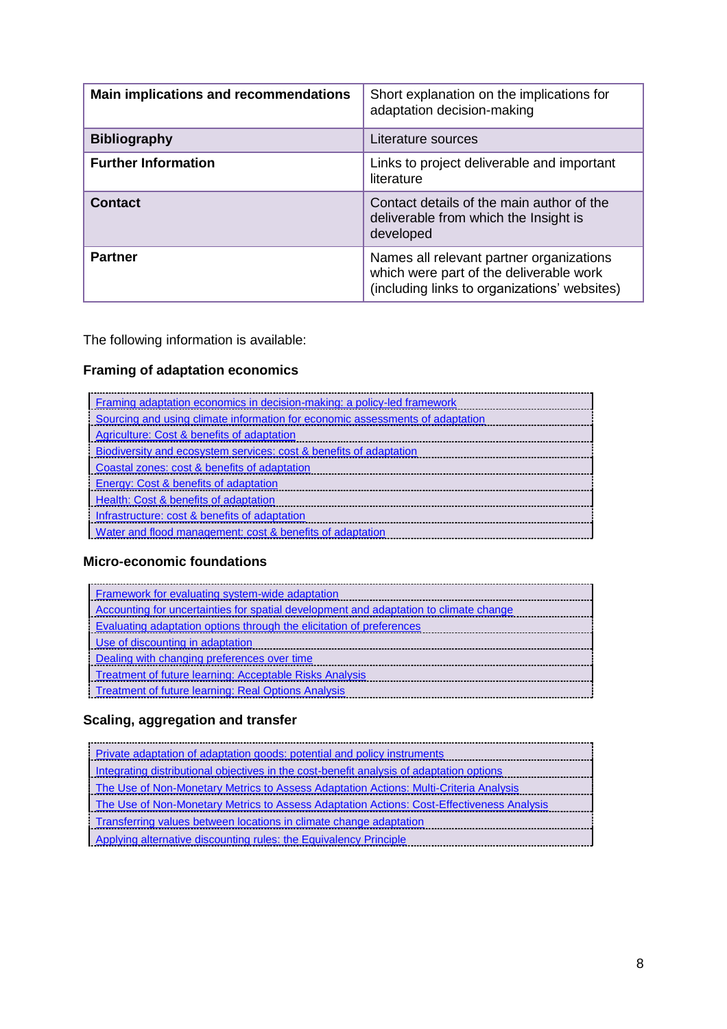| Main implications and recommendations | Short explanation on the implications for adaptation decision-making |
|---|---|
| **Bibliography** | Literature sources |
| **Further Information** | Links to project deliverable and important literature |
| **Contact** | Contact details of the main author of the deliverable from which the Insight is developed |
| **Partner** | Names all relevant partner organizations which were part of the deliverable work (including links to organizations' websites) |

The following information is available:

### Framing of adaptation economics

- Framing adaptation economics in decision-making: a policy-led framework
- Sourcing and using climate information for economic assessments of adaptation
- Agriculture: Cost & benefits of adaptation
- Biodiversity and ecosystem services: cost & benefits of adaptation
- Coastal zones: cost & benefits of adaptation
- Energy: Cost & benefits of adaptation
- Health: Cost & benefits of adaptation
- Infrastructure: cost & benefits of adaptation
- Water and flood management: cost & benefits of adaptation

### Micro-economic foundations

- Framework for evaluating system-wide adaptation
- Accounting for uncertainties for spatial development and adaptation to climate change
- Evaluating adaptation options through the elicitation of preferences
- Use of discounting in adaptation
- Dealing with changing preferences over time
- Treatment of future learning: Acceptable Risks Analysis
- Treatment of future learning: Real Options Analysis

### Scaling, aggregation and transfer

- Private adaptation of adaptation goods: potential and policy instruments
- Integrating distributional objectives in the cost-benefit analysis of adaptation options
- The Use of Non-Monetary Metrics to Assess Adaptation Actions: Multi-Criteria Analysis
- The Use of Non-Monetary Metrics to Assess Adaptation Actions: Cost-Effectiveness Analysis
- Transferring values between locations in climate change adaptation
- Applying alternative discounting rules: the Equivalency Principle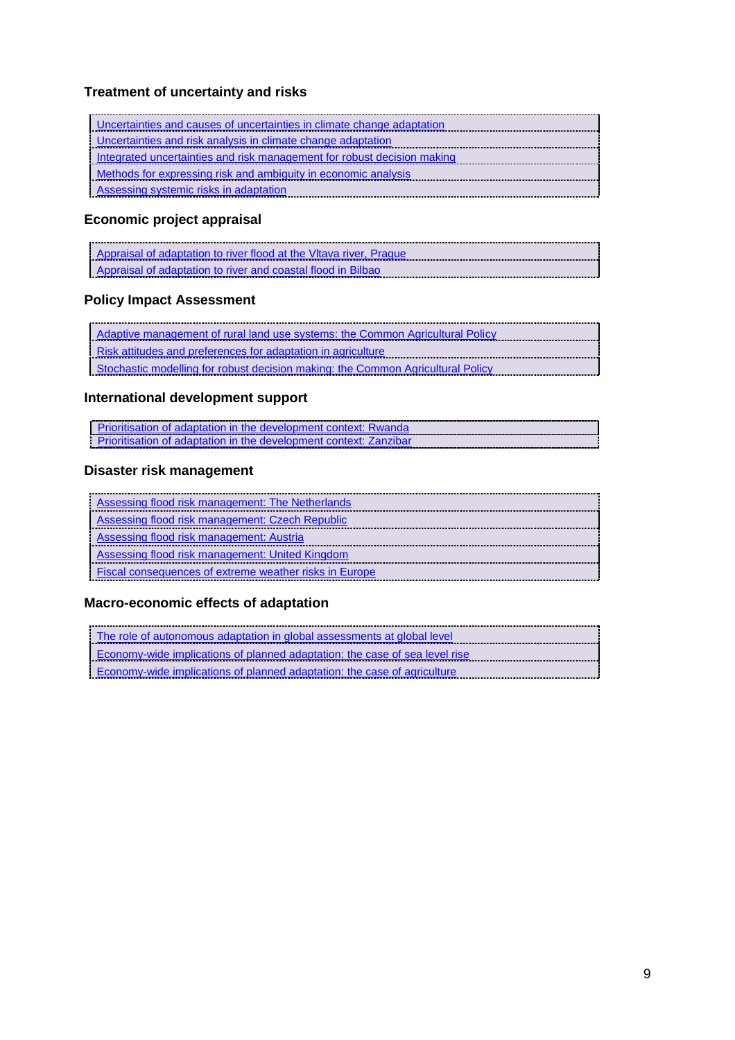### Treatment of uncertainty and risks

- Uncertainties and causes of uncertainties in climate change adaptation
- Uncertainties and risk analysis in climate change adaptation
- Integrated uncertainties and risk management for robust decision making
- Methods for expressing risk and ambiguity in economic analysis
- Assessing systemic risks in adaptation

### Economic project appraisal

- Appraisal of adaptation to river flood at the Vltava river, Prague
- Appraisal of adaptation to river and coastal flood in Bilbao

### Policy Impact Assessment

- Adaptive management of rural land use systems: the Common Agricultural Policy
- Risk attitudes and preferences for adaptation in agriculture
- Stochastic modelling for robust decision making: the Common Agricultural Policy

### International development support

- Prioritisation of adaptation in the development context: Rwanda
- Prioritisation of adaptation in the development context: Zanzibar

### Disaster risk management

- Assessing flood risk management: The Netherlands
- Assessing flood risk management: Czech Republic
- Assessing flood risk management: Austria
- Assessing flood risk management: United Kingdom
- Fiscal consequences of extreme weather risks in Europe

### Macro-economic effects of adaptation

- The role of autonomous adaptation in global assessments at global level
- Economy-wide implications of planned adaptation: the case of sea level rise
- Economy-wide implications of planned adaptation: the case of agriculture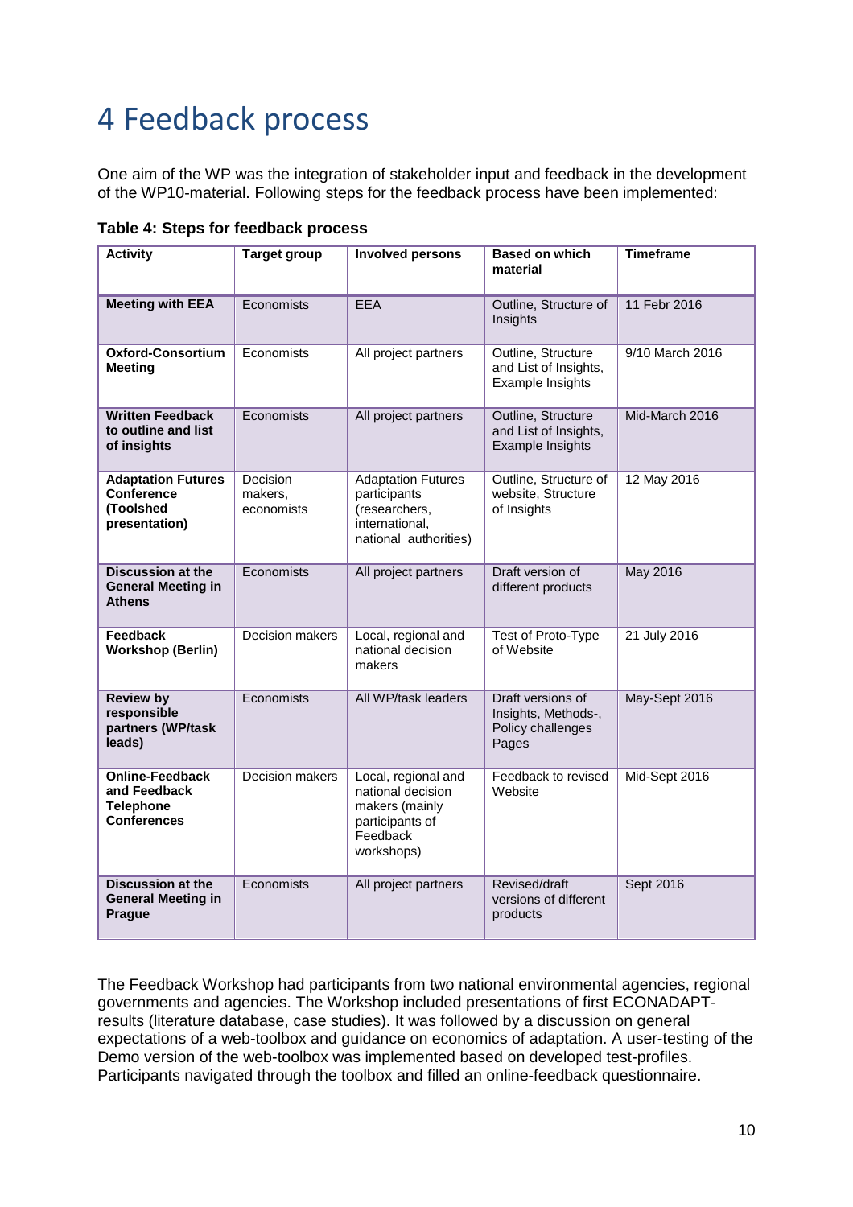# 4 Feedback process

One aim of the WP was the integration of stakeholder input and feedback in the development of the WP10-material. Following steps for the feedback process have been implemented:

**Table 4: Steps for feedback process**

| Activity | Target group | Involved persons | Based on which material | Timeframe |
|---|---|---|---|---|
| **Meeting with EEA** | Economists | EEA | Outline, Structure of Insights | 11 Febr 2016 |
| **Oxford-Consortium Meeting** | Economists | All project partners | Outline, Structure and List of Insights, Example Insights | 9/10 March 2016 |
| **Written Feedback to outline and list of insights** | Economists | All project partners | Outline, Structure and List of Insights, Example Insights | Mid-March 2016 |
| **Adaptation Futures Conference (Toolshed presentation)** | Decision makers, economists | Adaptation Futures participants (researchers, international, national authorities) | Outline, Structure of website, Structure of Insights | 12 May 2016 |
| **Discussion at the General Meeting in Athens** | Economists | All project partners | Draft version of different products | May 2016 |
| **Feedback Workshop (Berlin)** | Decision makers | Local, regional and national decision makers | Test of Proto-Type of Website | 21 July 2016 |
| **Review by responsible partners (WP/task leads)** | Economists | All WP/task leaders | Draft versions of Insights, Methods-, Policy challenges Pages | May-Sept 2016 |
| **Online-Feedback and Feedback Telephone Conferences** | Decision makers | Local, regional and national decision makers (mainly participants of Feedback workshops) | Feedback to revised Website | Mid-Sept 2016 |
| **Discussion at the General Meeting in Prague** | Economists | All project partners | Revised/draft versions of different products | Sept 2016 |

The Feedback Workshop had participants from two national environmental agencies, regional governments and agencies. The Workshop included presentations of first ECONADAPT-results (literature database, case studies). It was followed by a discussion on general expectations of a web-toolbox and guidance on economics of adaptation. A user-testing of the Demo version of the web-toolbox was implemented based on developed test-profiles. Participants navigated through the toolbox and filled an online-feedback questionnaire.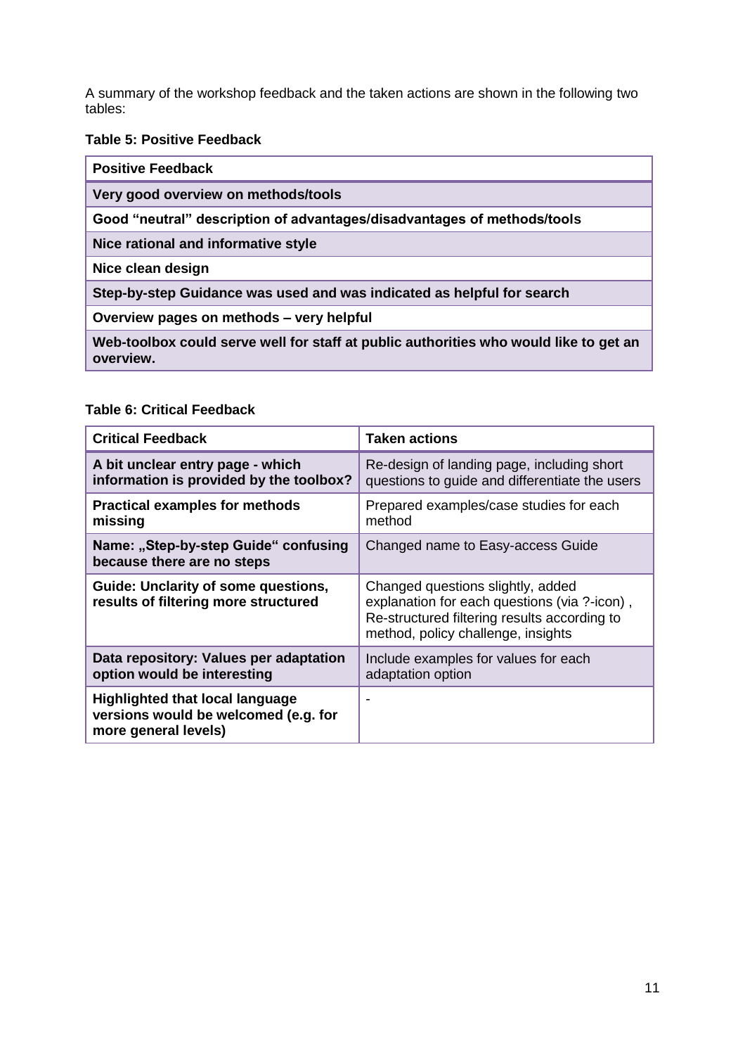A summary of the workshop feedback and the taken actions are shown in the following two tables:

**Table 5: Positive Feedback**

| Positive Feedback |
| --- |
| **Very good overview on methods/tools** |
| **Good "neutral" description of advantages/disadvantages of methods/tools** |
| **Nice rational and informative style** |
| **Nice clean design** |
| **Step-by-step Guidance was used and was indicated as helpful for search** |
| **Overview pages on methods – very helpful** |
| **Web-toolbox could serve well for staff at public authorities who would like to get an overview.** |

**Table 6: Critical Feedback**

| Critical Feedback | Taken actions |
| --- | --- |
| **A bit unclear entry page - which information is provided by the toolbox?** | Re-design of landing page, including short questions to guide and differentiate the users |
| **Practical examples for methods missing** | Prepared examples/case studies for each method |
| **Name: „Step-by-step Guide" confusing because there are no steps** | Changed name to Easy-access Guide |
| **Guide: Unclarity of some questions, results of filtering more structured** | Changed questions slightly, added explanation for each questions (via ?-icon) , Re-structured filtering results according to method, policy challenge, insights |
| **Data repository: Values per adaptation option would be interesting** | Include examples for values for each adaptation option |
| **Highlighted that local language versions would be welcomed (e.g. for more general levels)** | - |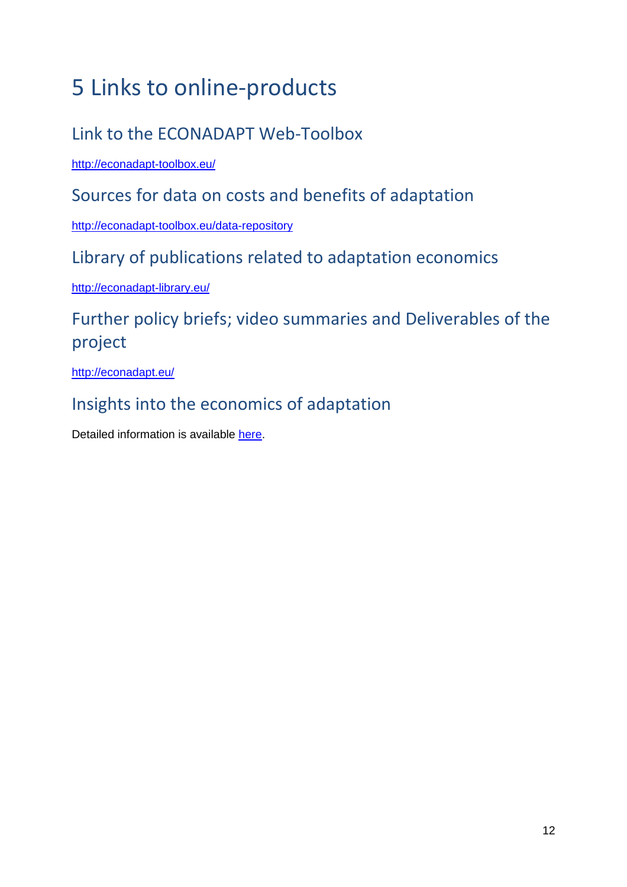# 5 Links to online-products

## Link to the ECONADAPT Web-Toolbox

http://econadapt-toolbox.eu/

## Sources for data on costs and benefits of adaptation

http://econadapt-toolbox.eu/data-repository

## Library of publications related to adaptation economics

http://econadapt-library.eu/

## Further policy briefs; video summaries and Deliverables of the project

http://econadapt.eu/

## Insights into the economics of adaptation

Detailed information is available here.